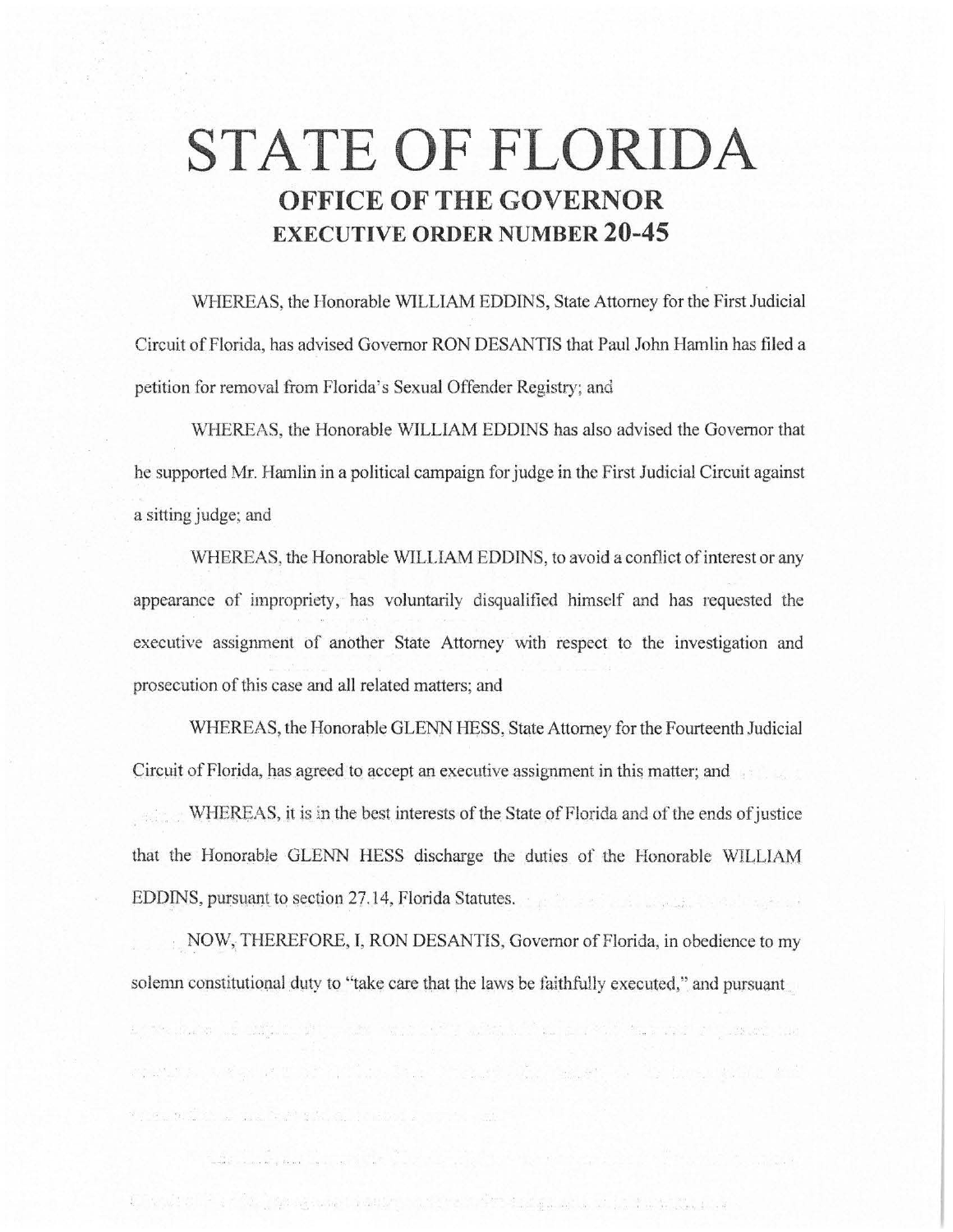# STATE OF FLORIDA

## OFFICE OF THE GOVERNOR

## EXECUTIVE ORDER NUMBER 20-45

WHEREAS, the Honorable WILLIAM EDDINS, State Attorney for the First Judicial Circuit of Florida, has advised Governor RON DESANTIS that Paul John Hamlin has filed a petition for removal from Florida's Sexual Offender Registry; and

WHEREAS, the Honorable WILLIAM EDDINS has also advised the Governor that he supported Mr. Hamlin in a political campaign for judge in the First Judicial Circuit against a sitting judge; and

WHEREAS, the Honorable WILLIAM EDDINS, to avoid a conflict of interest or any appearance of impropriety, has voluntarily disqualified himself and has requested the executive assignment of another State Attorney with respect to the investigation and prosecution of this case and all related matters; and

WHEREAS, the Honorable GLENN HESS, State Attorney for the Fourteenth Judicial Circuit of Florida, has agreed to accept an executive assignment in this matter; and

WHEREAS, it is in the best interests of the State of Florida and of the ends of justice that the Honorable GLENN HESS discharge the duties of the Honorable WILLIAM EDDINS, pursuant to section 27.14, Florida Statutes.

NOW, THEREFORE, I, RON DESANTIS, Governor of Florida, in obedience to my solemn constitutional duty to "take care that the laws be faithfully executed," and pursuant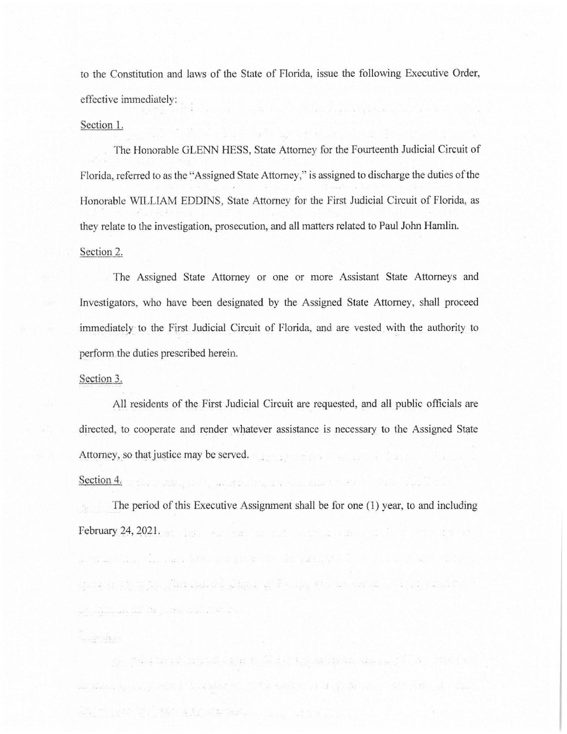to the Constitution and laws of the State of Florida, issue the following Executive Order, effective immediately:

Section 1.

The Honorable GLENN HESS, State Attorney for the Fourteenth Judicial Circuit of Florida, referred to as the "Assigned State Attorney," is assigned to discharge the duties of the Honorable WILLIAM EDDINS, State Attorney for the First Judicial Circuit of Florida, as they relate to the investigation, prosecution, and all matters related to Paul John Hamlin.

Section 2.

The Assigned State Attorney or one or more Assistant State Attorneys and Investigators, who have been designated by the Assigned State Attorney, shall proceed immediately to the First Judicial Circuit of Florida, and are vested with the authority to perform the duties prescribed herein.

Section 3.

All residents of the First Judicial Circuit are requested, and all public officials are directed, to cooperate and render whatever assistance is necessary to the Assigned State Attorney, so that justice may be served.

Section 4.

The period of this Executive Assignment shall be for one (1) year, to and including February 24, 2021.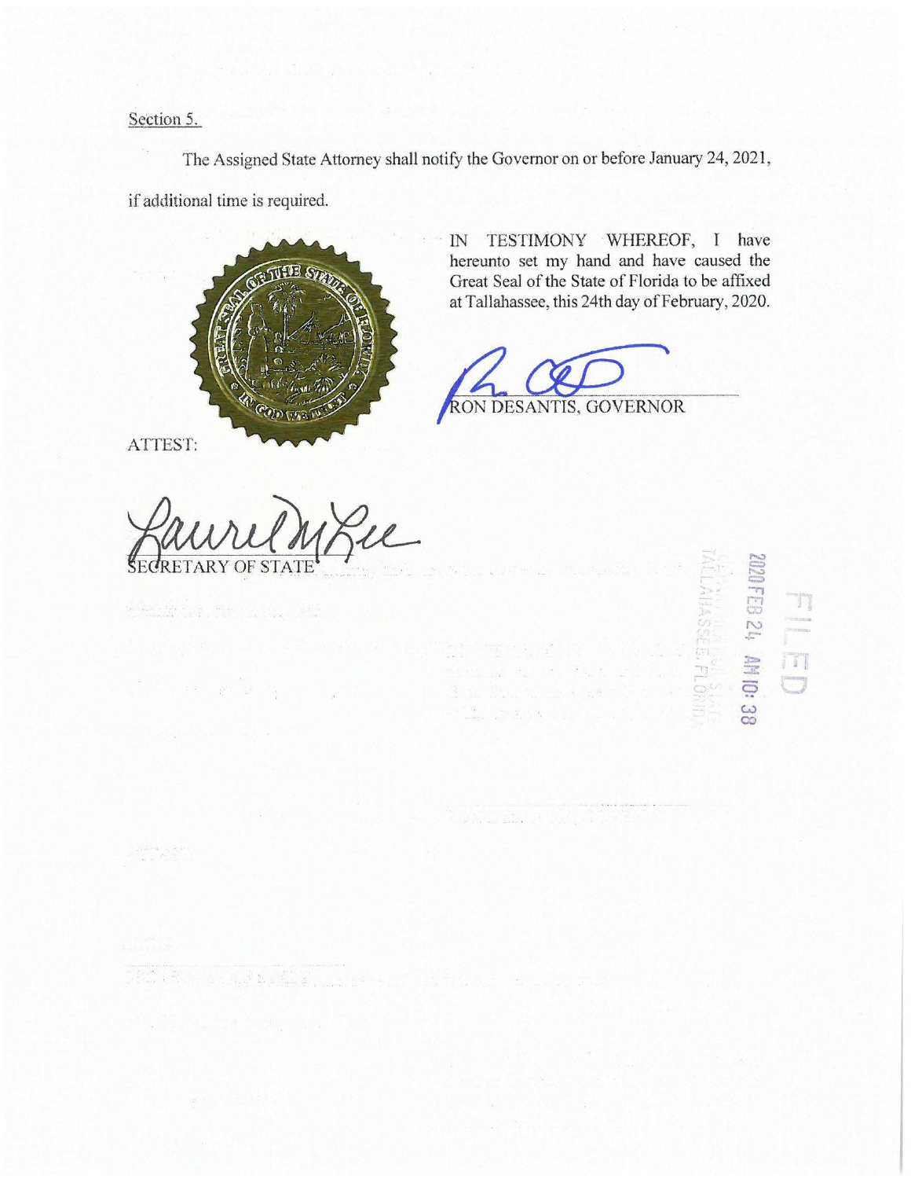Section 5.

The Assigned State Attorney shall notify the Governor on or before January 24, 2021, if additional time is required.

IN TESTIMONY WHEREOF, I have hereunto set my hand and have caused the Great Seal of the State of Florida to be affixed at Tallahassee, this 24th day of February, 2020.

RON DESANTIS, GOVERNOR

ATTEST:

SECRETARY OF STATE

FILED

2020 FEB 24 AM 10: 38

SECRETARY OF STATE
TALLAHASSEE, FLORIDA